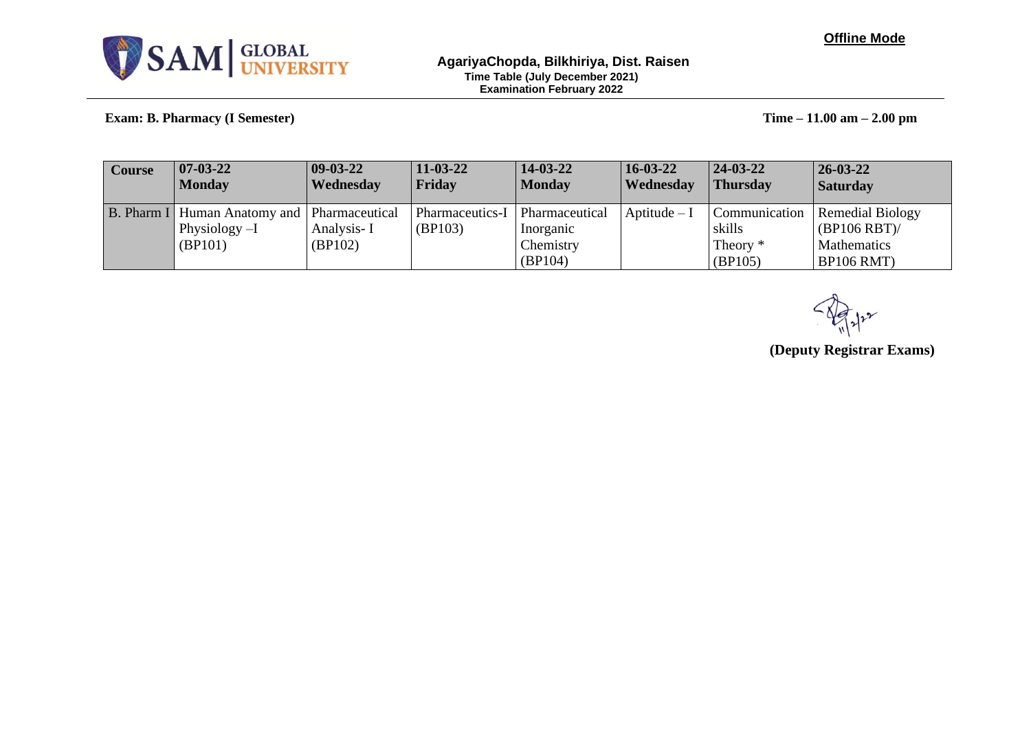**Offline Mode**

SAM | GLOBAL UNIVERSITY

**AgariyaChopda, Bilkhiriya, Dist. Raisen**
**Time Table (July December 2021)**
**Examination February 2022**

**Exam: B. Pharmacy (I Semester)** **Time – 11.00 am – 2.00 pm**

| Course | 07-03-22 Monday | 09-03-22 Wednesday | 11-03-22 Friday | 14-03-22 Monday | 16-03-22 Wednesday | 24-03-22 Thursday | 26-03-22 Saturday |
|---|---|---|---|---|---|---|---|
| B. Pharm I | Human Anatomy and Physiology –I (BP101) | Pharmaceutical Analysis- I (BP102) | Pharmaceutics-I (BP103) | Pharmaceutical Inorganic Chemistry (BP104) | Aptitude – I | Communication skills Theory * (BP105) | Remedial Biology (BP106 RBT)/ Mathematics BP106 RMT) |

**(Deputy Registrar Exams)**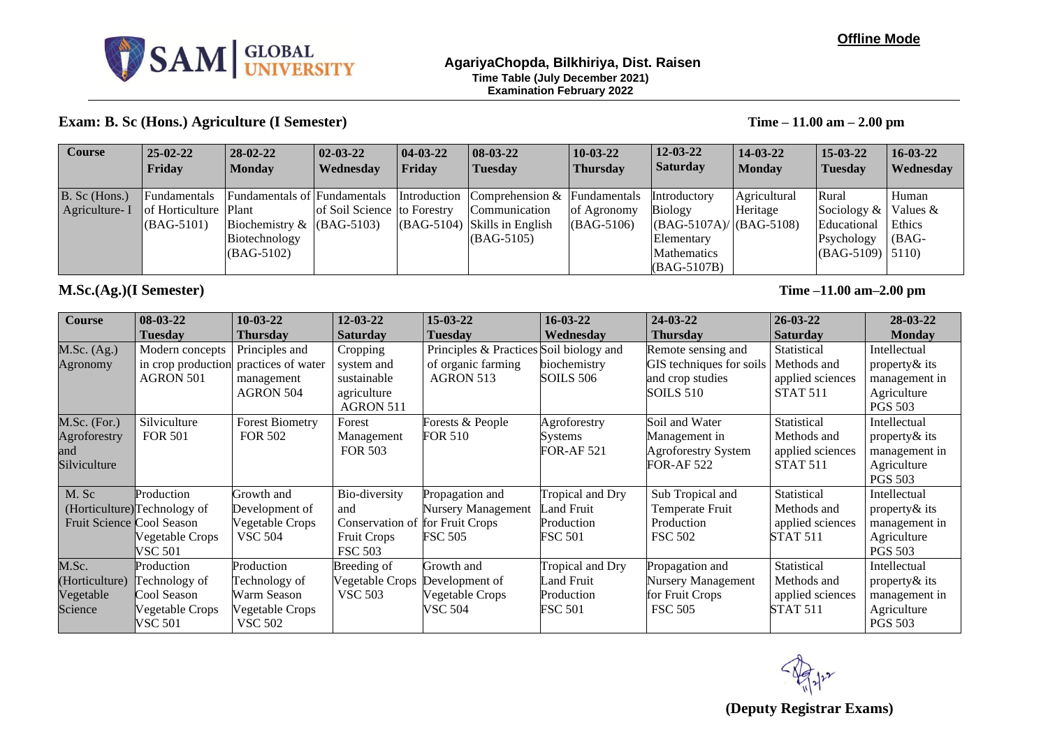**Offline Mode**

SAM GLOBAL UNIVERSITY

**AgariyaChopda, Bilkhiriya, Dist. Raisen**
**Time Table (July December 2021)**
**Examination February 2022**

## Exam: B. Sc (Hons.) Agriculture (I Semester)

**Time – 11.00 am – 2.00 pm**

| Course | 25-02-22 Friday | 28-02-22 Monday | 02-03-22 Wednesday | 04-03-22 Friday | 08-03-22 Tuesday | 10-03-22 Thursday | 12-03-22 Saturday | 14-03-22 Monday | 15-03-22 Tuesday | 16-03-22 Wednesday |
|---|---|---|---|---|---|---|---|---|---|---|
| B. Sc (Hons.) Agriculture- I | Fundamentals of Horticulture (BAG-5101) | Fundamentals of Plant Biochemistry & Biotechnology (BAG-5102) | Fundamentals of Soil Science (BAG-5103) | Introduction to Forestry (BAG-5104) | Comprehension & Communication Skills in English (BAG-5105) | Fundamentals of Agronomy (BAG-5106) | Introductory Biology (BAG-5107A)/ Elementary Mathematics (BAG-5107B) | Agricultural Heritage (BAG-5108) | Rural Sociology & Educational Psychology (BAG-5109) | Human Values & Ethics (BAG-5110) |

## M.Sc.(Ag.)(I Semester)

**Time –11.00 am–2.00 pm**

| Course | 08-03-22 Tuesday | 10-03-22 Thursday | 12-03-22 Saturday | 15-03-22 Tuesday | 16-03-22 Wednesday | 24-03-22 Thursday | 26-03-22 Saturday | 28-03-22 Monday |
|---|---|---|---|---|---|---|---|---|
| M.Sc. (Ag.) Agronomy | Modern concepts in crop production AGRON 501 | Principles and practices of water management AGRON 504 | Cropping system and sustainable agriculture AGRON 511 | Principles & Practices of organic farming AGRON 513 | Soil biology and biochemistry SOILS 506 | Remote sensing and GIS techniques for soils and crop studies SOILS 510 | Statistical Methods and applied sciences STAT 511 | Intellectual property& its management in Agriculture PGS 503 |
| M.Sc. (For.) Agroforestry and Silviculture | Silviculture FOR 501 | Forest Biometry FOR 502 | Forest Management FOR 503 | Forests & People FOR 510 | Agroforestry Systems FOR-AF 521 | Soil and Water Management in Agroforestry System FOR-AF 522 | Statistical Methods and applied sciences STAT 511 | Intellectual property& its management in Agriculture PGS 503 |
| M. Sc (Horticulture) Fruit Science | Production Technology of Cool Season Vegetable Crops VSC 501 | Growth and Development of Vegetable Crops VSC 504 | Bio-diversity and Conservation of Fruit Crops FSC 503 | Propagation and Nursery Management for Fruit Crops FSC 505 | Tropical and Dry Land Fruit Production FSC 501 | Sub Tropical and Temperate Fruit Production FSC 502 | Statistical Methods and applied sciences STAT 511 | Intellectual property& its management in Agriculture PGS 503 |
| M.Sc. (Horticulture) Vegetable Science | Production Technology of Cool Season Vegetable Crops VSC 501 | Production Technology of Warm Season Vegetable Crops VSC 502 | Breeding of Vegetable Crops VSC 503 | Growth and Development of Vegetable Crops VSC 504 | Tropical and Dry Land Fruit Production FSC 501 | Propagation and Nursery Management for Fruit Crops FSC 505 | Statistical Methods and applied sciences STAT 511 | Intellectual property& its management in Agriculture PGS 503 |

**(Deputy Registrar Exams)**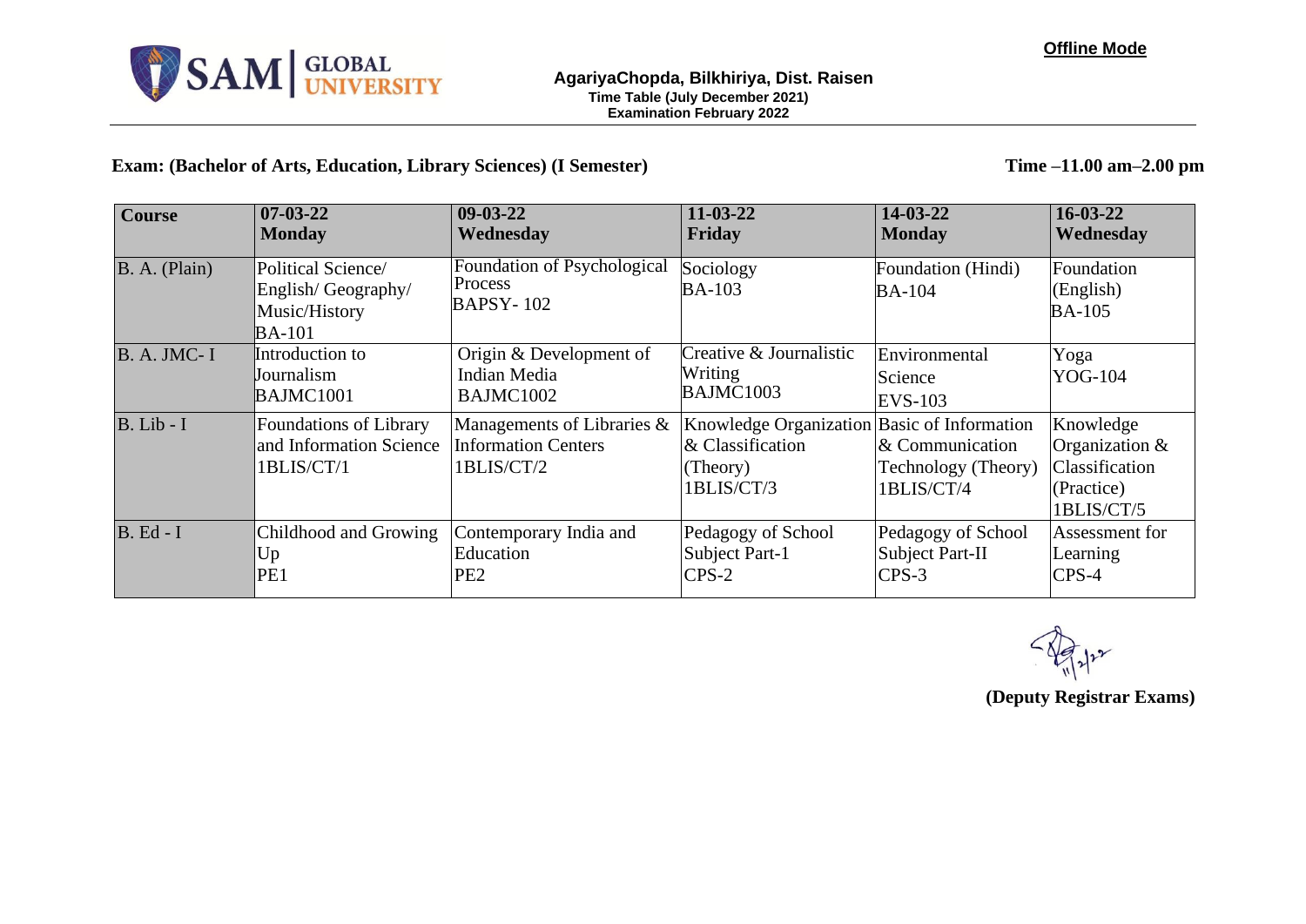**Offline Mode**

**AgariyaChopda, Bilkhiriya, Dist. Raisen**
**Time Table (July December 2021)**
**Examination February 2022**

**Exam: (Bachelor of Arts, Education, Library Sciences) (I Semester)**

**Time –11.00 am–2.00 pm**

| Course | 07-03-22 Monday | 09-03-22 Wednesday | 11-03-22 Friday | 14-03-22 Monday | 16-03-22 Wednesday |
|---|---|---|---|---|---|
| B. A. (Plain) | Political Science/ English/ Geography/ Music/History BA-101 | Foundation of Psychological Process BAPSY- 102 | Sociology BA-103 | Foundation (Hindi) BA-104 | Foundation (English) BA-105 |
| B. A. JMC- I | Introduction to Journalism BAJMC1001 | Origin & Development of Indian Media BAJMC1002 | Creative & Journalistic Writing BAJMC1003 | Environmental Science EVS-103 | Yoga YOG-104 |
| B. Lib - I | Foundations of Library and Information Science 1BLIS/CT/1 | Managements of Libraries & Information Centers 1BLIS/CT/2 | Knowledge Organization & Classification (Theory) 1BLIS/CT/3 | Basic of Information & Communication Technology (Theory) 1BLIS/CT/4 | Knowledge Organization & Classification (Practice) 1BLIS/CT/5 |
| B. Ed - I | Childhood and Growing Up PE1 | Contemporary India and Education PE2 | Pedagogy of School Subject Part-1 CPS-2 | Pedagogy of School Subject Part-II CPS-3 | Assessment for Learning CPS-4 |

**(Deputy Registrar Exams)**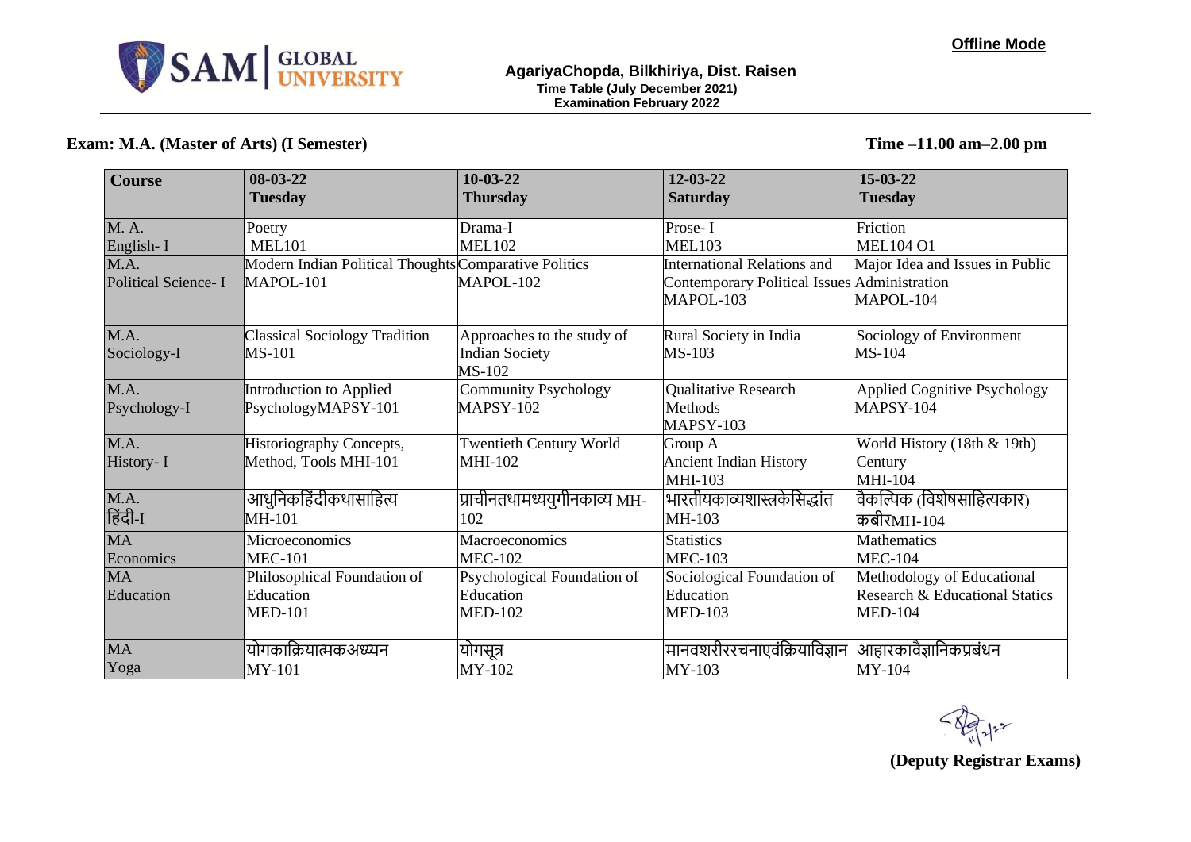SAM GLOBAL UNIVERSITY

**Offline Mode**

**AgariyaChopda, Bilkhiriya, Dist. Raisen**
**Time Table (July December 2021)**
**Examination February 2022**

**Exam: M.A. (Master of Arts) (I Semester)** **Time –11.00 am–2.00 pm**

| Course | 08-03-22 Tuesday | 10-03-22 Thursday | 12-03-22 Saturday | 15-03-22 Tuesday |
|---|---|---|---|---|
| M. A. English- I | Poetry MEL101 | Drama-I MEL102 | Prose- I MEL103 | Friction MEL104 O1 |
| M.A. Political Science- I | Modern Indian Political Thoughts MAPOL-101 | Comparative Politics MAPOL-102 | International Relations and Contemporary Political Issues MAPOL-103 | Major Idea and Issues in Public Administration MAPOL-104 |
| M.A. Sociology-I | Classical Sociology Tradition MS-101 | Approaches to the study of Indian Society MS-102 | Rural Society in India MS-103 | Sociology of Environment MS-104 |
| M.A. Psychology-I | Introduction to Applied PsychologyMAPSY-101 | Community Psychology MAPSY-102 | Qualitative Research Methods MAPSY-103 | Applied Cognitive Psychology MAPSY-104 |
| M.A. History- I | Historiography Concepts, Method, Tools MHI-101 | Twentieth Century World MHI-102 | Group A Ancient Indian History MHI-103 | World History (18th & 19th) Century MHI-104 |
| M.A. हिंदी-I | आधुनिकहिंदीकथासाहित्य MH-101 | प्राचीनतथामध्ययुगीनकाव्य MH-102 | भारतीयकाव्यशास्त्रकेसिद्धांत MH-103 | वैकल्पिक (विशेषसाहित्यकार) कबीरMH-104 |
| MA Economics | Microeconomics MEC-101 | Macroeconomics MEC-102 | Statistics MEC-103 | Mathematics MEC-104 |
| MA Education | Philosophical Foundation of Education MED-101 | Psychological Foundation of Education MED-102 | Sociological Foundation of Education MED-103 | Methodology of Educational Research & Educational Statics MED-104 |
| MA Yoga | योगक्रियात्मकअध्ययन MY-101 | योगसूत्र MY-102 | मानवशरीररचनाएवंक्रियाविज्ञान MY-103 | आहारकावैज्ञानिकप्रबंधन MY-104 |

**(Deputy Registrar Exams)**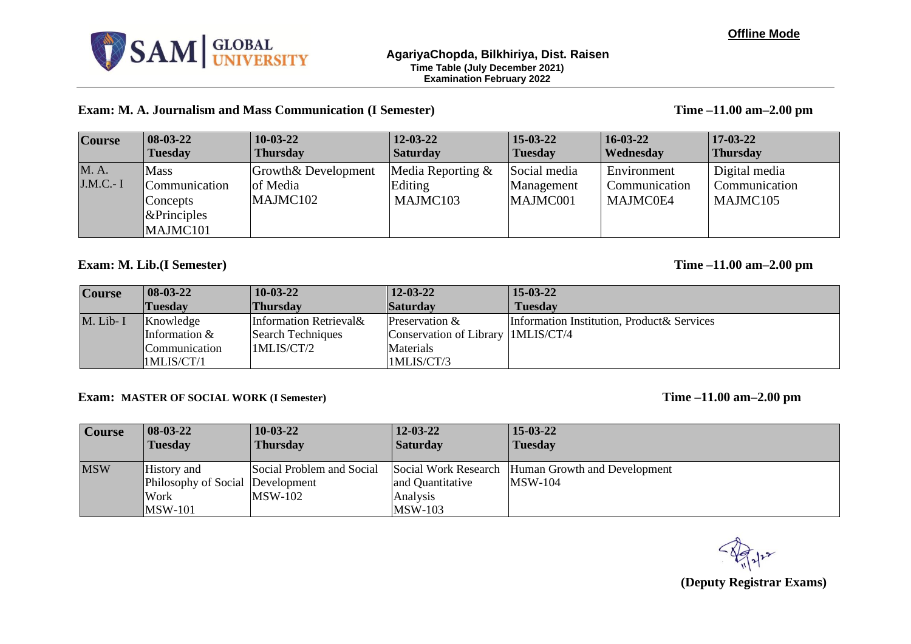**Offline Mode**

SAM GLOBAL UNIVERSITY

**AgariyaChopda, Bilkhiriya, Dist. Raisen**
**Time Table (July December 2021)**
**Examination February 2022**

**Exam: M. A. Journalism and Mass Communication (I Semester)** **Time –11.00 am–2.00 pm**

| Course | 08-03-22 Tuesday | 10-03-22 Thursday | 12-03-22 Saturday | 15-03-22 Tuesday | 16-03-22 Wednesday | 17-03-22 Thursday |
|---|---|---|---|---|---|---|
| M. A. J.M.C.- I | Mass Communication Concepts &Principles MAJMC101 | Growth& Development of Media MAJMC102 | Media Reporting & Editing MAJMC103 | Social media Management MAJMC001 | Environment Communication MAJMC0E4 | Digital media Communication MAJMC105 |

**Exam: M. Lib.(I Semester)** **Time –11.00 am–2.00 pm**

| Course | 08-03-22 Tuesday | 10-03-22 Thursday | 12-03-22 Saturday | 15-03-22 Tuesday |
|---|---|---|---|---|
| M. Lib- I | Knowledge Information & Communication 1MLIS/CT/1 | Information Retrieval& Search Techniques 1MLIS/CT/2 | Preservation & Conservation of Library Materials 1MLIS/CT/3 | Information Institution, Product& Services 1MLIS/CT/4 |

**Exam: MASTER OF SOCIAL WORK (I Semester)** **Time –11.00 am–2.00 pm**

| Course | 08-03-22 Tuesday | 10-03-22 Thursday | 12-03-22 Saturday | 15-03-22 Tuesday |
|---|---|---|---|---|
| MSW | History and Philosophy of Social Work MSW-101 | Social Problem and Social Development MSW-102 | Social Work Research and Quantitative Analysis MSW-103 | Human Growth and Development MSW-104 |

**(Deputy Registrar Exams)**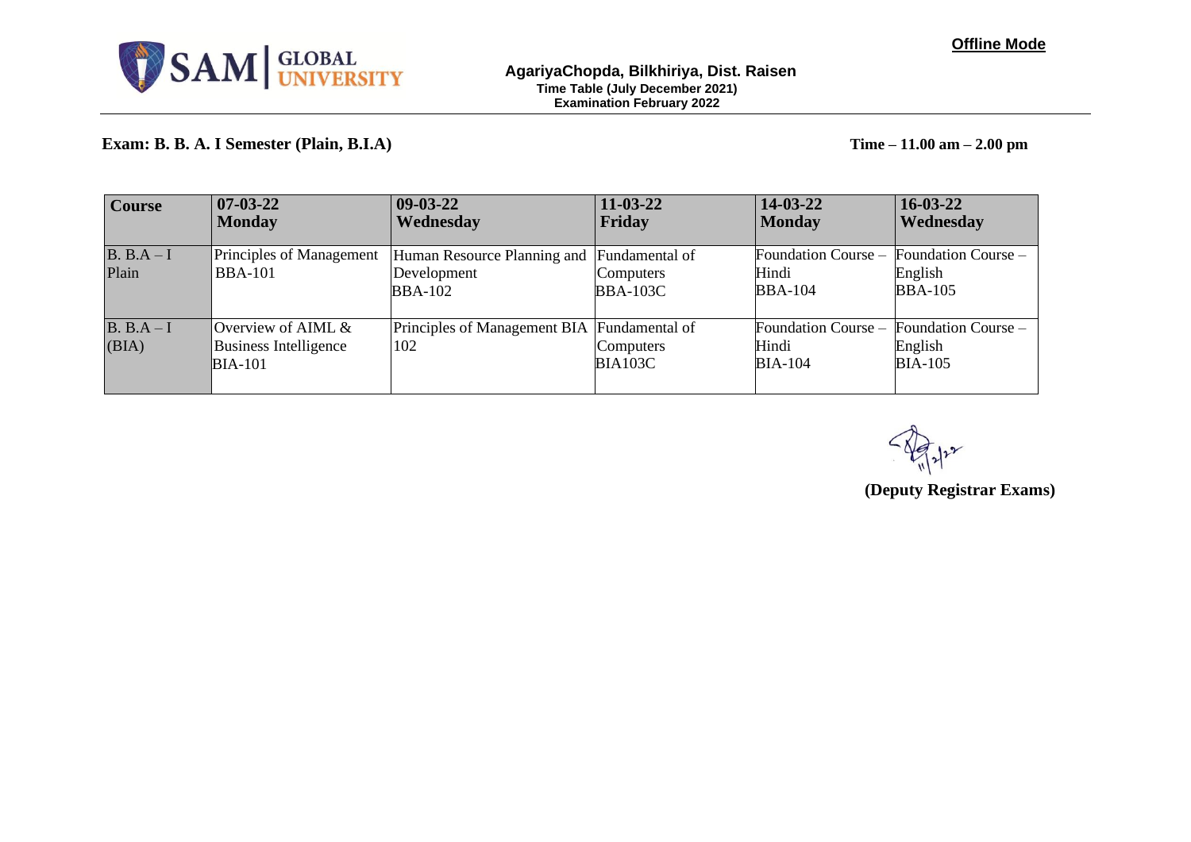**Offline Mode**

**AgariyaChopda, Bilkhiriya, Dist. Raisen**
**Time Table (July December 2021)**
**Examination February 2022**

**Exam: B. B. A. I Semester (Plain, B.I.A)** **Time – 11.00 am – 2.00 pm**

| Course | 07-03-22 Monday | 09-03-22 Wednesday | 11-03-22 Friday | 14-03-22 Monday | 16-03-22 Wednesday |
|---|---|---|---|---|---|
| B. B.A – I Plain | Principles of Management BBA-101 | Human Resource Planning and Development BBA-102 | Fundamental of Computers BBA-103C | Foundation Course – Hindi BBA-104 | Foundation Course – English BBA-105 |
| B. B.A – I (BIA) | Overview of AIML & Business Intelligence BIA-101 | Principles of Management BIA 102 | Fundamental of Computers BIA103C | Foundation Course – Hindi BIA-104 | Foundation Course – English BIA-105 |

11/2/22

**(Deputy Registrar Exams)**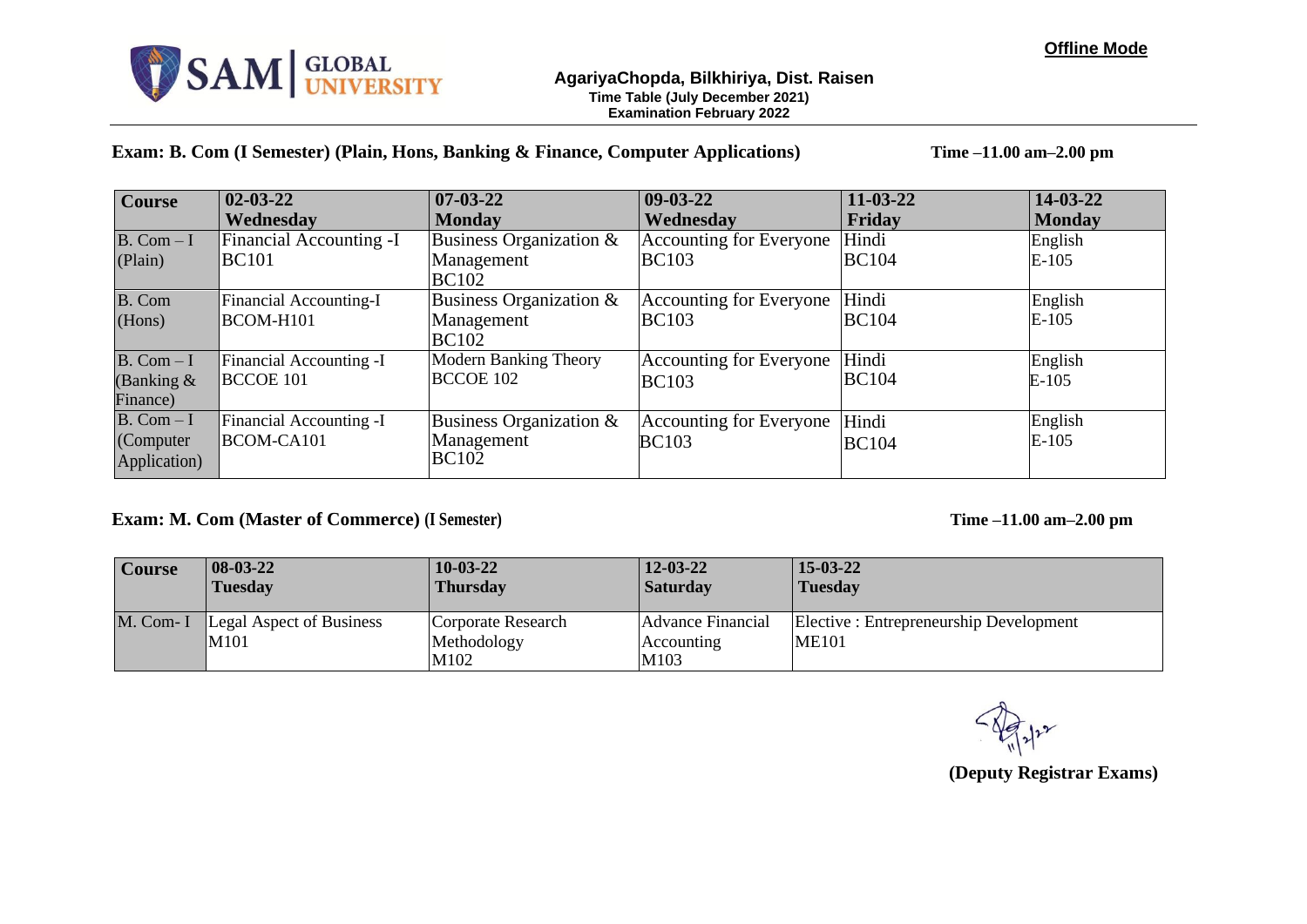**Offline Mode**

SAM GLOBAL UNIVERSITY

**AgariyaChopda, Bilkhiriya, Dist. Raisen**
**Time Table (July December 2021)**
**Examination February 2022**

**Exam: B. Com (I Semester) (Plain, Hons, Banking & Finance, Computer Applications)** **Time –11.00 am–2.00 pm**

| Course | 02-03-22 Wednesday | 07-03-22 Monday | 09-03-22 Wednesday | 11-03-22 Friday | 14-03-22 Monday |
|---|---|---|---|---|---|
| B. Com – I (Plain) | Financial Accounting -I BC101 | Business Organization & Management BC102 | Accounting for Everyone BC103 | Hindi BC104 | English E-105 |
| B. Com (Hons) | Financial Accounting-I BCOM-H101 | Business Organization & Management BC102 | Accounting for Everyone BC103 | Hindi BC104 | English E-105 |
| B. Com – I (Banking & Finance) | Financial Accounting -I BCCOE 101 | Modern Banking Theory BCCOE 102 | Accounting for Everyone BC103 | Hindi BC104 | English E-105 |
| B. Com – I (Computer Application) | Financial Accounting -I BCOM-CA101 | Business Organization & Management BC102 | Accounting for Everyone BC103 | Hindi BC104 | English E-105 |

**Exam: M. Com (Master of Commerce) (I Semester)** **Time –11.00 am–2.00 pm**

| Course | 08-03-22 Tuesday | 10-03-22 Thursday | 12-03-22 Saturday | 15-03-22 Tuesday |
|---|---|---|---|---|
| M. Com- I | Legal Aspect of Business M101 | Corporate Research Methodology M102 | Advance Financial Accounting M103 | Elective : Entrepreneurship Development ME101 |

11/2/22

**(Deputy Registrar Exams)**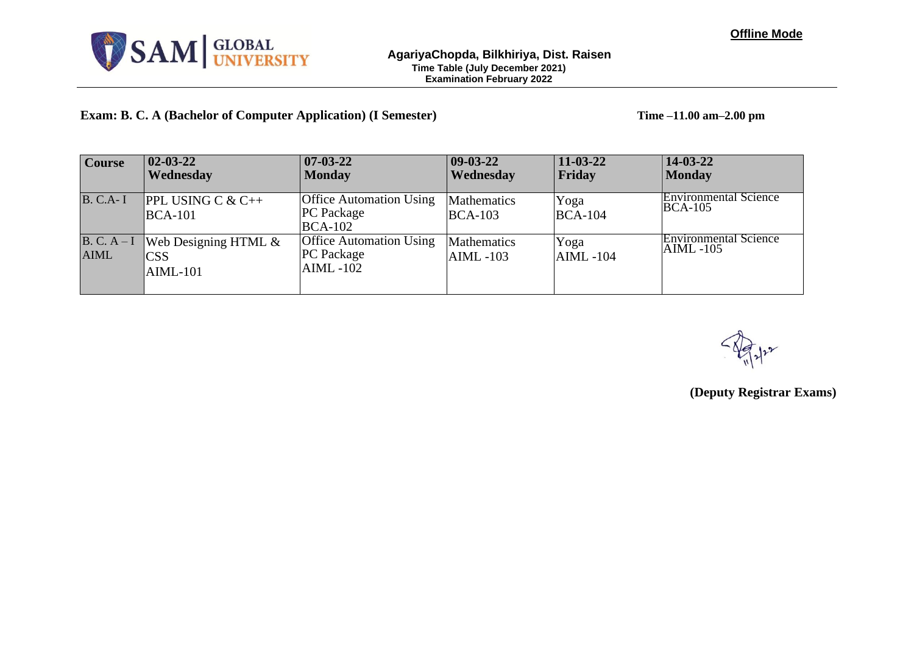**Offline Mode**

**SAM GLOBAL UNIVERSITY**

**AgariyaChopda, Bilkhiriya, Dist. Raisen**
**Time Table (July December 2021)**
**Examination February 2022**

**Exam: B. C. A (Bachelor of Computer Application) (I Semester)** **Time –11.00 am–2.00 pm**

| Course | 02-03-22 Wednesday | 07-03-22 Monday | 09-03-22 Wednesday | 11-03-22 Friday | 14-03-22 Monday |
|---|---|---|---|---|---|
| B. C.A- I | PPL USING C & C++ BCA-101 | Office Automation Using PC Package BCA-102 | Mathematics BCA-103 | Yoga BCA-104 | Environmental Science BCA-105 |
| B. C. A – I AIML | Web Designing HTML & CSS AIML-101 | Office Automation Using PC Package AIML -102 | Mathematics AIML -103 | Yoga AIML -104 | Environmental Science AIML -105 |

11/2/22

**(Deputy Registrar Exams)**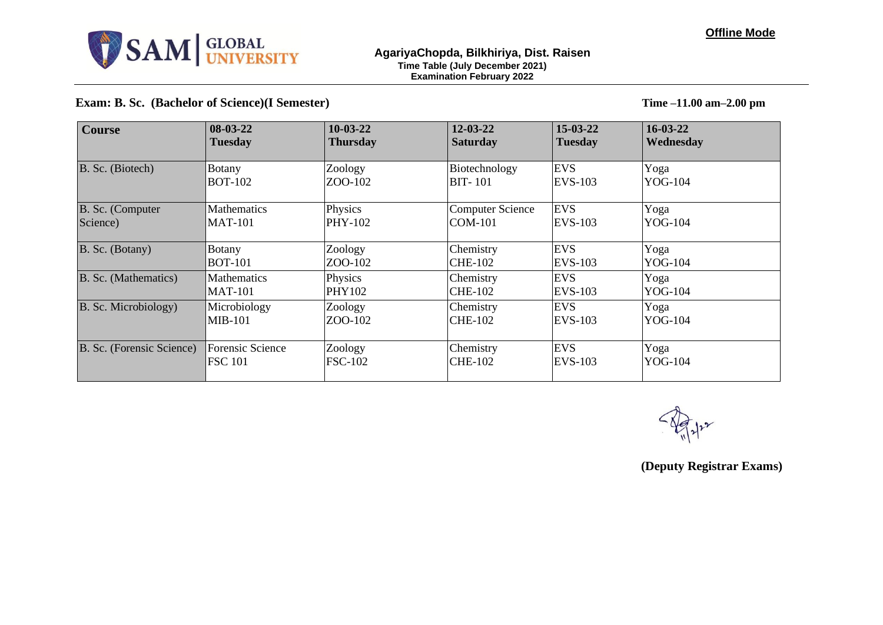SAM GLOBAL UNIVERSITY

**Offline Mode**

**AgariyaChopda, Bilkhiriya, Dist. Raisen**
**Time Table (July December 2021)**
**Examination February 2022**

**Exam: B. Sc. (Bachelor of Science)(I Semester)** **Time –11.00 am–2.00 pm**

| Course | 08-03-22 Tuesday | 10-03-22 Thursday | 12-03-22 Saturday | 15-03-22 Tuesday | 16-03-22 Wednesday |
|---|---|---|---|---|---|
| B. Sc. (Biotech) | Botany BOT-102 | Zoology ZOO-102 | Biotechnology BIT- 101 | EVS EVS-103 | Yoga YOG-104 |
| B. Sc. (Computer Science) | Mathematics MAT-101 | Physics PHY-102 | Computer Science COM-101 | EVS EVS-103 | Yoga YOG-104 |
| B. Sc. (Botany) | Botany BOT-101 | Zoology ZOO-102 | Chemistry CHE-102 | EVS EVS-103 | Yoga YOG-104 |
| B. Sc. (Mathematics) | Mathematics MAT-101 | Physics PHY102 | Chemistry CHE-102 | EVS EVS-103 | Yoga YOG-104 |
| B. Sc. Microbiology) | Microbiology MIB-101 | Zoology ZOO-102 | Chemistry CHE-102 | EVS EVS-103 | Yoga YOG-104 |
| B. Sc. (Forensic Science) | Forensic Science FSC 101 | Zoology FSC-102 | Chemistry CHE-102 | EVS EVS-103 | Yoga YOG-104 |

11/2/22

**(Deputy Registrar Exams)**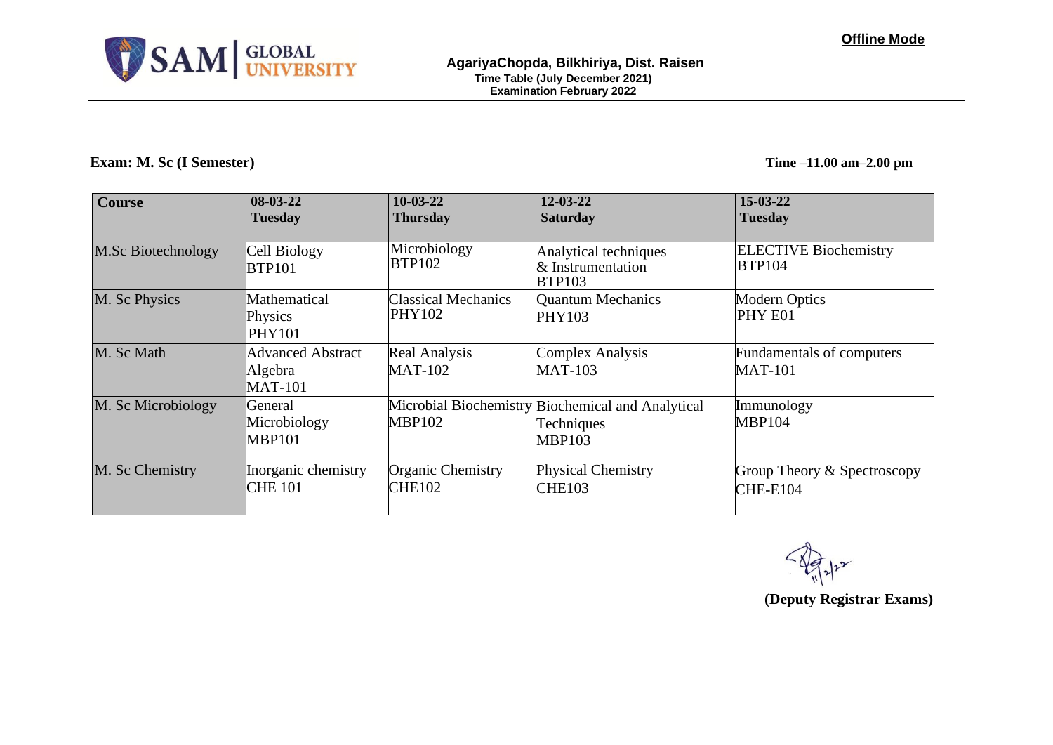**Offline Mode**

**AgariyaChopda, Bilkhiriya, Dist. Raisen**
**Time Table (July December 2021)**
**Examination February 2022**

**Exam: M. Sc (I Semester)**

**Time –11.00 am–2.00 pm**

| Course | 08-03-22 Tuesday | 10-03-22 Thursday | 12-03-22 Saturday | 15-03-22 Tuesday |
|---|---|---|---|---|
| M.Sc Biotechnology | Cell Biology BTP101 | Microbiology BTP102 | Analytical techniques & Instrumentation BTP103 | ELECTIVE Biochemistry BTP104 |
| M. Sc Physics | Mathematical Physics PHY101 | Classical Mechanics PHY102 | Quantum Mechanics PHY103 | Modern Optics PHY E01 |
| M. Sc Math | Advanced Abstract Algebra MAT-101 | Real Analysis MAT-102 | Complex Analysis MAT-103 | Fundamentals of computers MAT-101 |
| M. Sc Microbiology | General Microbiology MBP101 | Microbial Biochemistry MBP102 | Biochemical and Analytical Techniques MBP103 | Immunology MBP104 |
| M. Sc Chemistry | Inorganic chemistry CHE 101 | Organic Chemistry CHE102 | Physical Chemistry CHE103 | Group Theory & Spectroscopy CHE-E104 |

11/2/22

**(Deputy Registrar Exams)**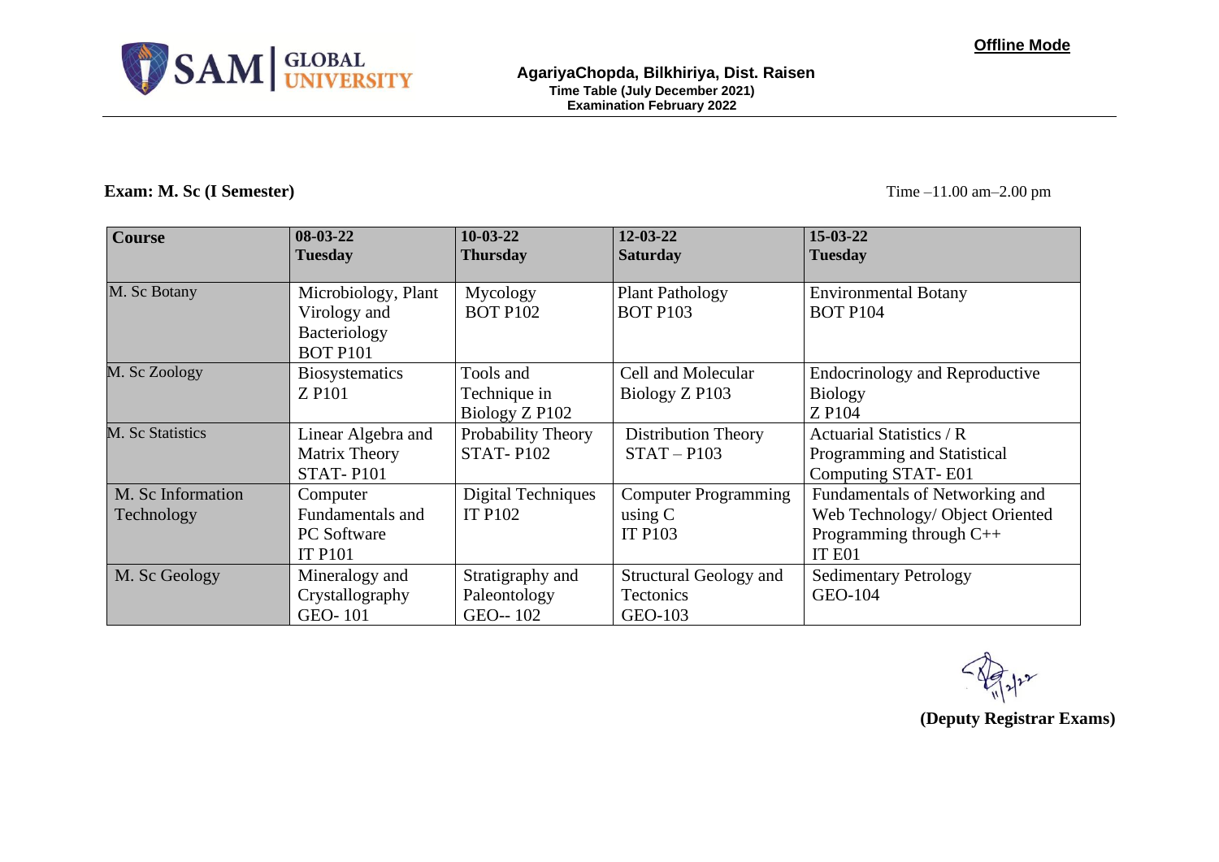**Offline Mode**

SAM GLOBAL UNIVERSITY

**AgariyaChopda, Bilkhiriya, Dist. Raisen**
**Time Table (July December 2021)**
**Examination February 2022**

**Exam: M. Sc (I Semester)**

Time –11.00 am–2.00 pm

| **Course** | **08-03-22 Tuesday** | **10-03-22 Thursday** | **12-03-22 Saturday** | **15-03-22 Tuesday** |
|---|---|---|---|---|
| M. Sc Botany | Microbiology, Plant Virology and Bacteriology BOT P101 | Mycology BOT P102 | Plant Pathology BOT P103 | Environmental Botany BOT P104 |
| M. Sc Zoology | Biosystematics Z P101 | Tools and Technique in Biology Z P102 | Cell and Molecular Biology Z P103 | Endocrinology and Reproductive Biology Z P104 |
| M. Sc Statistics | Linear Algebra and Matrix Theory STAT- P101 | Probability Theory STAT- P102 | Distribution Theory STAT – P103 | Actuarial Statistics / R Programming and Statistical Computing STAT- E01 |
| M. Sc Information Technology | Computer Fundamentals and PC Software IT P101 | Digital Techniques IT P102 | Computer Programming using C IT P103 | Fundamentals of Networking and Web Technology/ Object Oriented Programming through C++ IT E01 |
| M. Sc Geology | Mineralogy and Crystallography GEO- 101 | Stratigraphy and Paleontology GEO-- 102 | Structural Geology and Tectonics GEO-103 | Sedimentary Petrology GEO-104 |

11/2/22

**(Deputy Registrar Exams)**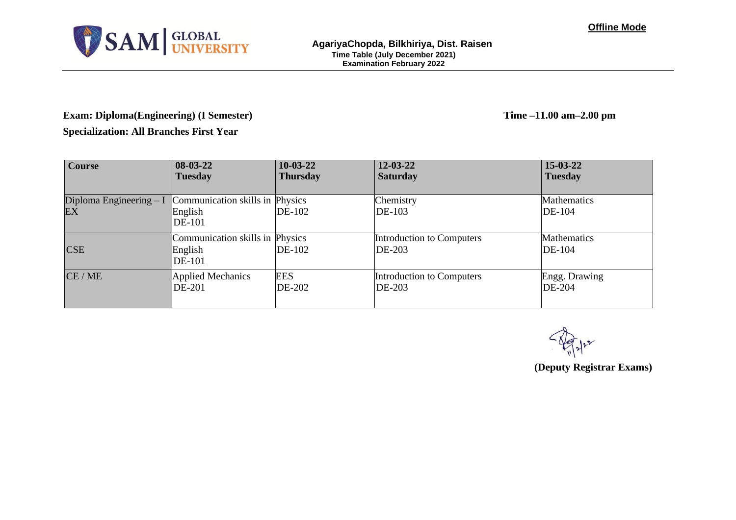**Offline Mode**

SAM GLOBAL UNIVERSITY

**AgariyaChopda, Bilkhiriya, Dist. Raisen**
**Time Table (July December 2021)**
**Examination February 2022**

**Exam: Diploma(Engineering) (I Semester)** **Time –11.00 am–2.00 pm**

**Specialization: All Branches First Year**

| **Course** | **08-03-22 Tuesday** | **10-03-22 Thursday** | **12-03-22 Saturday** | **15-03-22 Tuesday** |
|---|---|---|---|---|
| Diploma Engineering – I EX | Communication skills in English DE-101 | Physics DE-102 | Chemistry DE-103 | Mathematics DE-104 |
| CSE | Communication skills in English DE-101 | Physics DE-102 | Introduction to Computers DE-203 | Mathematics DE-104 |
| CE / ME | Applied Mechanics DE-201 | EES DE-202 | Introduction to Computers DE-203 | Engg. Drawing DE-204 |

11/2/22

**(Deputy Registrar Exams)**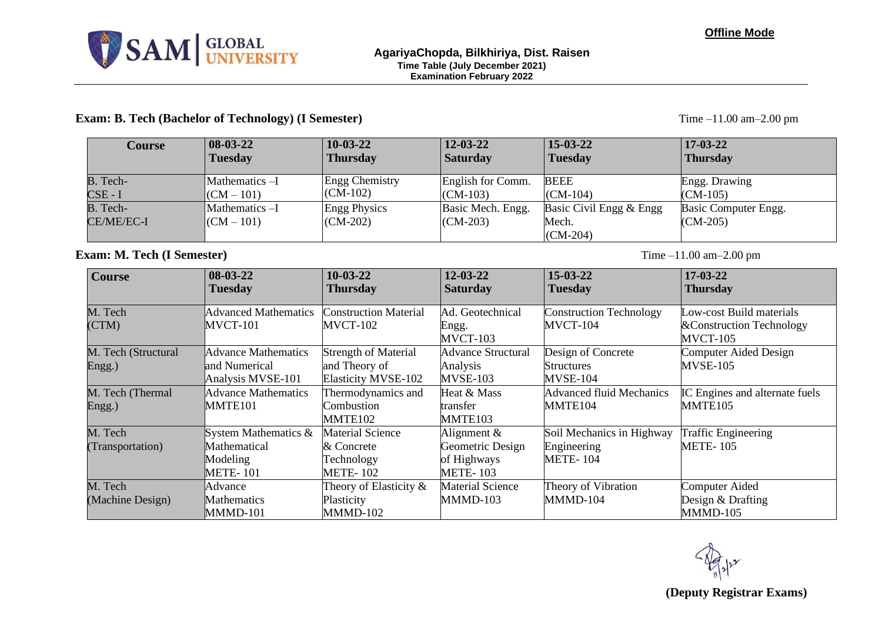**Offline Mode**

SAM GLOBAL UNIVERSITY

**AgariyaChopda, Bilkhiriya, Dist. Raisen**
**Time Table (July December 2021)**
**Examination February 2022**

**Exam: B. Tech (Bachelor of Technology) (I Semester)** Time –11.00 am–2.00 pm

| Course | 08-03-22 Tuesday | 10-03-22 Thursday | 12-03-22 Saturday | 15-03-22 Tuesday | 17-03-22 Thursday |
|---|---|---|---|---|---|
| B. Tech- CSE - I | Mathematics –I (CM – 101) | Engg Chemistry (CM-102) | English for Comm. (CM-103) | BEEE (CM-104) | Engg. Drawing (CM-105) |
| B. Tech- CE/ME/EC-I | Mathematics –I (CM – 101) | Engg Physics (CM-202) | Basic Mech. Engg. (CM-203) | Basic Civil Engg & Engg Mech. (CM-204) | Basic Computer Engg. (CM-205) |

**Exam: M. Tech (I Semester)** Time –11.00 am–2.00 pm

| Course | 08-03-22 Tuesday | 10-03-22 Thursday | 12-03-22 Saturday | 15-03-22 Tuesday | 17-03-22 Thursday |
|---|---|---|---|---|---|
| M. Tech (CTM) | Advanced Mathematics MVCT-101 | Construction Material MVCT-102 | Ad. Geotechnical Engg. MVCT-103 | Construction Technology MVCT-104 | Low-cost Build materials &Construction Technology MVCT-105 |
| M. Tech (Structural Engg.) | Advance Mathematics and Numerical Analysis MVSE-101 | Strength of Material and Theory of Elasticity MVSE-102 | Advance Structural Analysis MVSE-103 | Design of Concrete Structures MVSE-104 | Computer Aided Design MVSE-105 |
| M. Tech (Thermal Engg.) | Advance Mathematics MMTE101 | Thermodynamics and Combustion MMTE102 | Heat & Mass transfer MMTE103 | Advanced fluid Mechanics MMTE104 | IC Engines and alternate fuels MMTE105 |
| M. Tech (Transportation) | System Mathematics & Mathematical Modeling METE- 101 | Material Science & Concrete Technology METE- 102 | Alignment & Geometric Design of Highways METE- 103 | Soil Mechanics in Highway Engineering METE- 104 | Traffic Engineering METE- 105 |
| M. Tech (Machine Design) | Advance Mathematics MMMD-101 | Theory of Elasticity & Plasticity MMMD-102 | Material Science MMMD-103 | Theory of Vibration MMMD-104 | Computer Aided Design & Drafting MMMD-105 |

11/3/22

**(Deputy Registrar Exams)**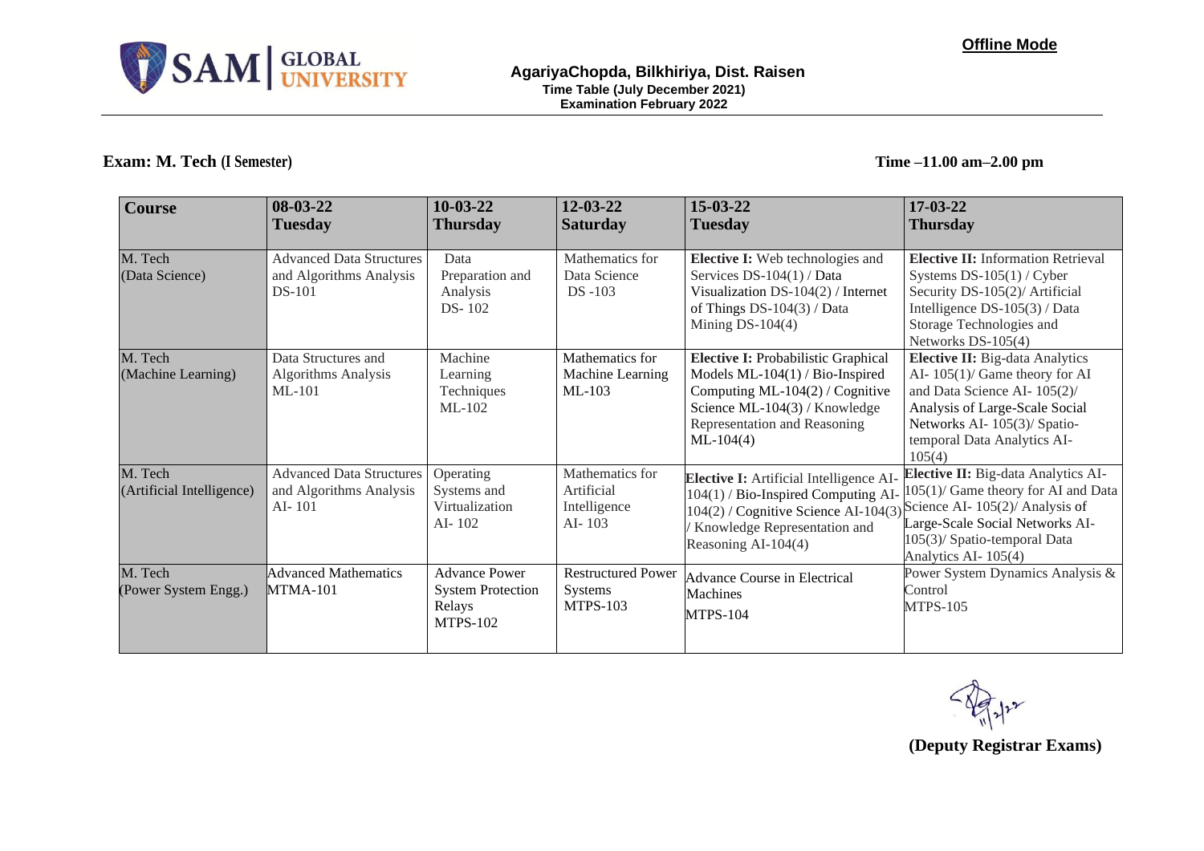**Offline Mode**

SAM GLOBAL UNIVERSITY

**AgariyaChopda, Bilkhiriya, Dist. Raisen**
**Time Table (July December 2021)**
**Examination February 2022**

**Exam: M. Tech (I Semester)** **Time –11.00 am–2.00 pm**

| Course | 08-03-22 Tuesday | 10-03-22 Thursday | 12-03-22 Saturday | 15-03-22 Tuesday | 17-03-22 Thursday |
|---|---|---|---|---|---|
| M. Tech (Data Science) | Advanced Data Structures and Algorithms Analysis DS-101 | Data Preparation and Analysis DS- 102 | Mathematics for Data Science DS -103 | **Elective I:** Web technologies and Services DS-104(1) / Data Visualization DS-104(2) / Internet of Things DS-104(3) / Data Mining DS-104(4) | **Elective II:** Information Retrieval Systems DS-105(1) / Cyber Security DS-105(2)/ Artificial Intelligence DS-105(3) / Data Storage Technologies and Networks DS-105(4) |
| M. Tech (Machine Learning) | Data Structures and Algorithms Analysis ML-101 | Machine Learning Techniques ML-102 | Mathematics for Machine Learning ML-103 | **Elective I:** Probabilistic Graphical Models ML-104(1) / Bio-Inspired Computing ML-104(2) / Cognitive Science ML-104(3) / Knowledge Representation and Reasoning ML-104(4) | **Elective II:** Big-data Analytics AI- 105(1)/ Game theory for AI and Data Science AI- 105(2)/ Analysis of Large-Scale Social Networks AI- 105(3)/ Spatio-temporal Data Analytics AI-105(4) |
| M. Tech (Artificial Intelligence) | Advanced Data Structures and Algorithms Analysis AI- 101 | Operating Systems and Virtualization AI- 102 | Mathematics for Artificial Intelligence AI- 103 | **Elective I:** Artificial Intelligence AI-104(1) / Bio-Inspired Computing AI-104(2) / Cognitive Science AI-104(3) / Knowledge Representation and Reasoning AI-104(4) | **Elective II:** Big-data Analytics AI-105(1)/ Game theory for AI and Data Science AI- 105(2)/ Analysis of Large-Scale Social Networks AI-105(3)/ Spatio-temporal Data Analytics AI- 105(4) |
| M. Tech (Power System Engg.) | Advanced Mathematics MTMA-101 | Advance Power System Protection Relays MTPS-102 | Restructured Power Systems MTPS-103 | Advance Course in Electrical Machines MTPS-104 | Power System Dynamics Analysis & Control MTPS-105 |

**(Deputy Registrar Exams)**